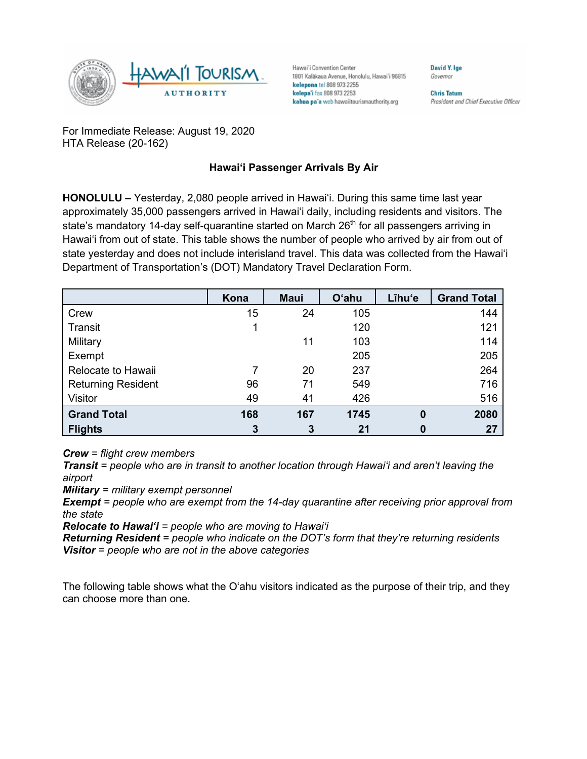Hawai'i Convention Center
1801 Kalākaua Avenue, Honolulu, Hawai'i 96815
**kelepona** tel 808 973 2255
**kelepa'i** fax 808 973 2253
**kahua pa'a** web hawaiitourismauthority.org

**David Y. Ige**
*Governor*

**Chris Tatum**
*President and Chief Executive Officer*

For Immediate Release: August 19, 2020
HTA Release (20-162)

## Hawaiʻi Passenger Arrivals By Air

**HONOLULU –** Yesterday, 2,080 people arrived in Hawaiʻi. During this same time last year approximately 35,000 passengers arrived in Hawaiʻi daily, including residents and visitors. The state's mandatory 14-day self-quarantine started on March 26th for all passengers arriving in Hawaiʻi from out of state. This table shows the number of people who arrived by air from out of state yesterday and does not include interisland travel. This data was collected from the Hawaiʻi Department of Transportation's (DOT) Mandatory Travel Declaration Form.

| | Kona | Maui | Oʻahu | Līhuʻe | Grand Total |
|---|---|---|---|---|---|
| Crew | 15 | 24 | 105 | | 144 |
| Transit | 1 | | 120 | | 121 |
| Military | | 11 | 103 | | 114 |
| Exempt | | | 205 | | 205 |
| Relocate to Hawaii | 7 | 20 | 237 | | 264 |
| Returning Resident | 96 | 71 | 549 | | 716 |
| Visitor | 49 | 41 | 426 | | 516 |
| **Grand Total** | **168** | **167** | **1745** | **0** | **2080** |
| **Flights** | **3** | **3** | **21** | **0** | **27** |

***Crew*** *= flight crew members*
***Transit*** *= people who are in transit to another location through Hawaiʻi and aren't leaving the airport*
***Military*** *= military exempt personnel*
***Exempt*** *= people who are exempt from the 14-day quarantine after receiving prior approval from the state*
***Relocate to Hawaiʻi*** *= people who are moving to Hawaiʻi*
***Returning Resident*** *= people who indicate on the DOT's form that they're returning residents*
***Visitor*** *= people who are not in the above categories*

The following table shows what the Oʻahu visitors indicated as the purpose of their trip, and they can choose more than one.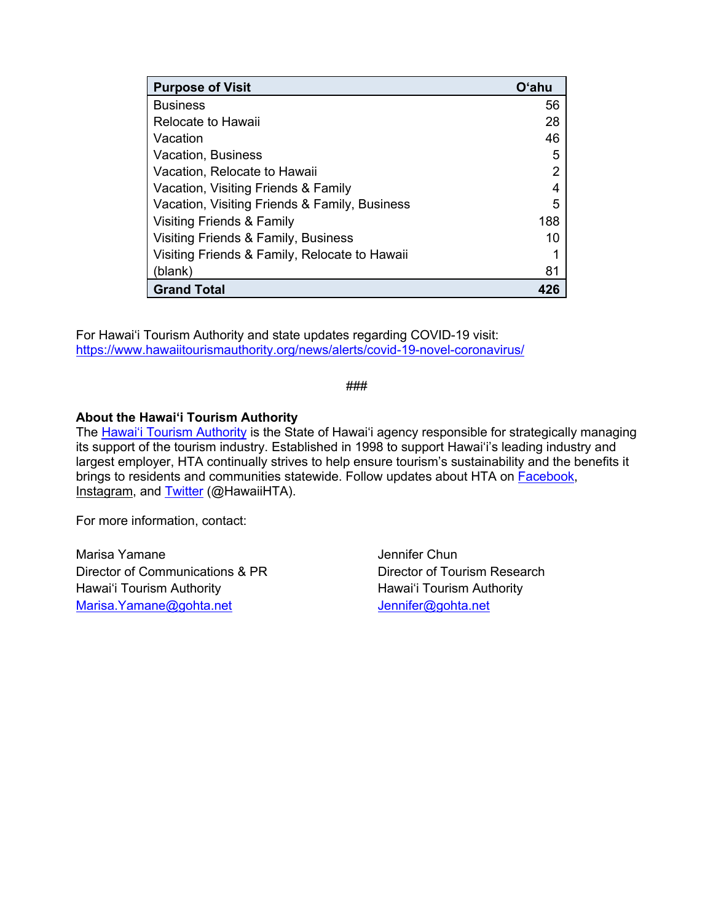| Purpose of Visit | O'ahu |
|---|---|
| Business | 56 |
| Relocate to Hawaii | 28 |
| Vacation | 46 |
| Vacation, Business | 5 |
| Vacation, Relocate to Hawaii | 2 |
| Vacation, Visiting Friends & Family | 4 |
| Vacation, Visiting Friends & Family, Business | 5 |
| Visiting Friends & Family | 188 |
| Visiting Friends & Family, Business | 10 |
| Visiting Friends & Family, Relocate to Hawaii | 1 |
| (blank) | 81 |
| **Grand Total** | **426** |

For Hawai'i Tourism Authority and state updates regarding COVID-19 visit:
https://www.hawaiitourismauthority.org/news/alerts/covid-19-novel-coronavirus/

###

**About the Hawai'i Tourism Authority**
The Hawai'i Tourism Authority is the State of Hawai'i agency responsible for strategically managing its support of the tourism industry. Established in 1998 to support Hawai'i's leading industry and largest employer, HTA continually strives to help ensure tourism's sustainability and the benefits it brings to residents and communities statewide. Follow updates about HTA on Facebook, Instagram, and Twitter (@HawaiiHTA).

For more information, contact:

Marisa Yamane
Director of Communications & PR
Hawai'i Tourism Authority
Marisa.Yamane@gohta.net

Jennifer Chun
Director of Tourism Research
Hawai'i Tourism Authority
Jennifer@gohta.net